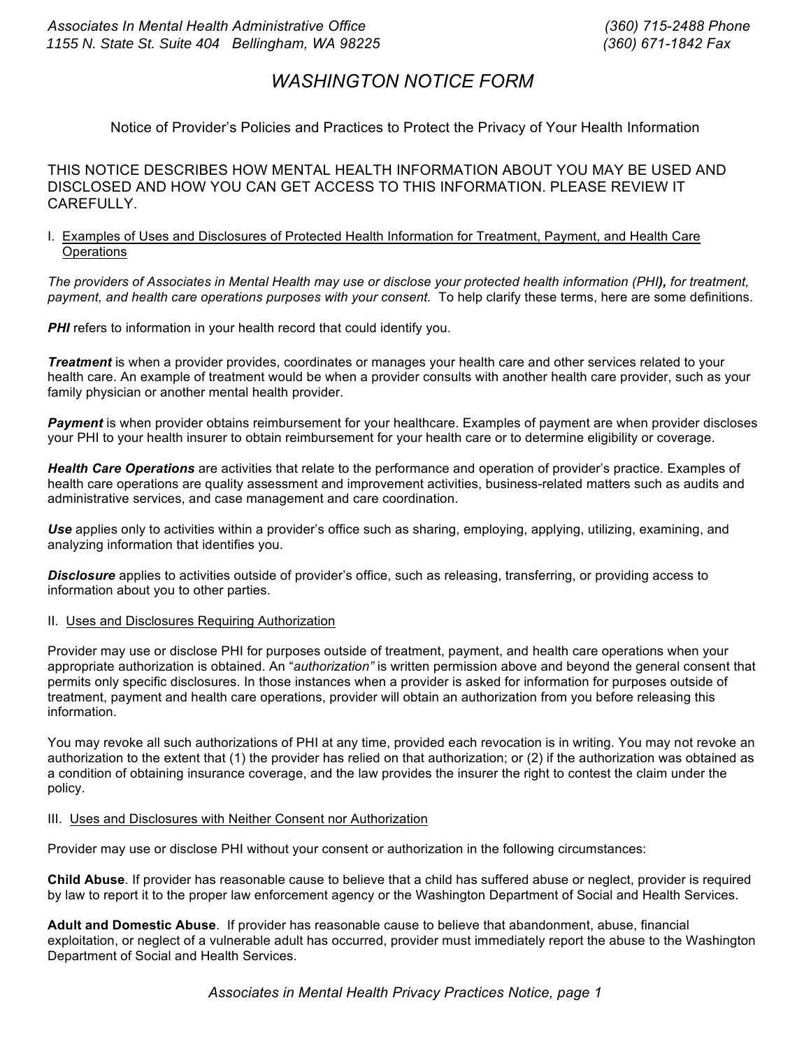*Associates In Mental Health Administrative Office* *(360) 715-2488 Phone*
*1155 N. State St. Suite 404 Bellingham, WA 98225* *(360) 671-1842 Fax*

# *WASHINGTON NOTICE FORM*

Notice of Provider's Policies and Practices to Protect the Privacy of Your Health Information

THIS NOTICE DESCRIBES HOW MENTAL HEALTH INFORMATION ABOUT YOU MAY BE USED AND DISCLOSED AND HOW YOU CAN GET ACCESS TO THIS INFORMATION. PLEASE REVIEW IT CAREFULLY.

## I. Examples of Uses and Disclosures of Protected Health Information for Treatment, Payment, and Health Care Operations

*The providers of Associates in Mental Health may use or disclose your protected health information (PHI**)**, for treatment, payment, and health care operations purposes with your consent.* To help clarify these terms, here are some definitions.

***PHI*** refers to information in your health record that could identify you.

***Treatment*** is when a provider provides, coordinates or manages your health care and other services related to your health care. An example of treatment would be when a provider consults with another health care provider, such as your family physician or another mental health provider.

***Payment*** is when provider obtains reimbursement for your healthcare. Examples of payment are when provider discloses your PHI to your health insurer to obtain reimbursement for your health care or to determine eligibility or coverage.

***Health Care Operations*** are activities that relate to the performance and operation of provider's practice. Examples of health care operations are quality assessment and improvement activities, business-related matters such as audits and administrative services, and case management and care coordination.

***Use*** applies only to activities within a provider's office such as sharing, employing, applying, utilizing, examining, and analyzing information that identifies you.

***Disclosure*** applies to activities outside of provider's office, such as releasing, transferring, or providing access to information about you to other parties.

## II. Uses and Disclosures Requiring Authorization

Provider may use or disclose PHI for purposes outside of treatment, payment, and health care operations when your appropriate authorization is obtained. An "*authorization"* is written permission above and beyond the general consent that permits only specific disclosures. In those instances when a provider is asked for information for purposes outside of treatment, payment and health care operations, provider will obtain an authorization from you before releasing this information.

You may revoke all such authorizations of PHI at any time, provided each revocation is in writing. You may not revoke an authorization to the extent that (1) the provider has relied on that authorization; or (2) if the authorization was obtained as a condition of obtaining insurance coverage, and the law provides the insurer the right to contest the claim under the policy.

## III. Uses and Disclosures with Neither Consent nor Authorization

Provider may use or disclose PHI without your consent or authorization in the following circumstances:

**Child Abuse**. If provider has reasonable cause to believe that a child has suffered abuse or neglect, provider is required by law to report it to the proper law enforcement agency or the Washington Department of Social and Health Services.

**Adult and Domestic Abuse**. If provider has reasonable cause to believe that abandonment, abuse, financial exploitation, or neglect of a vulnerable adult has occurred, provider must immediately report the abuse to the Washington Department of Social and Health Services.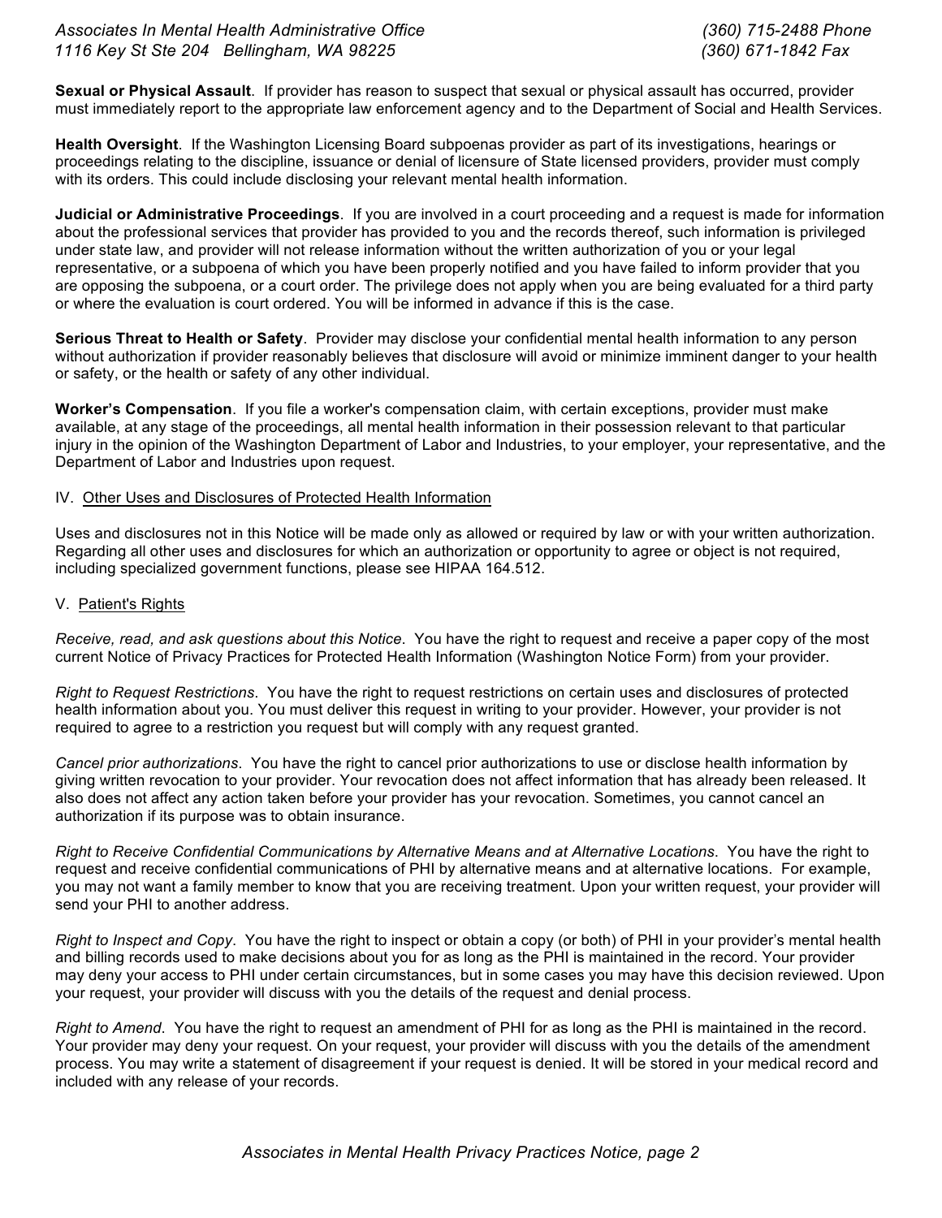**Sexual or Physical Assault**. If provider has reason to suspect that sexual or physical assault has occurred, provider must immediately report to the appropriate law enforcement agency and to the Department of Social and Health Services.

**Health Oversight**. If the Washington Licensing Board subpoenas provider as part of its investigations, hearings or proceedings relating to the discipline, issuance or denial of licensure of State licensed providers, provider must comply with its orders. This could include disclosing your relevant mental health information.

**Judicial or Administrative Proceedings**. If you are involved in a court proceeding and a request is made for information about the professional services that provider has provided to you and the records thereof, such information is privileged under state law, and provider will not release information without the written authorization of you or your legal representative, or a subpoena of which you have been properly notified and you have failed to inform provider that you are opposing the subpoena, or a court order. The privilege does not apply when you are being evaluated for a third party or where the evaluation is court ordered. You will be informed in advance if this is the case.

**Serious Threat to Health or Safety**. Provider may disclose your confidential mental health information to any person without authorization if provider reasonably believes that disclosure will avoid or minimize imminent danger to your health or safety, or the health or safety of any other individual.

**Worker's Compensation**. If you file a worker's compensation claim, with certain exceptions, provider must make available, at any stage of the proceedings, all mental health information in their possession relevant to that particular injury in the opinion of the Washington Department of Labor and Industries, to your employer, your representative, and the Department of Labor and Industries upon request.

## IV. Other Uses and Disclosures of Protected Health Information

Uses and disclosures not in this Notice will be made only as allowed or required by law or with your written authorization. Regarding all other uses and disclosures for which an authorization or opportunity to agree or object is not required, including specialized government functions, please see HIPAA 164.512.

## V. Patient's Rights

*Receive, read, and ask questions about this Notice*. You have the right to request and receive a paper copy of the most current Notice of Privacy Practices for Protected Health Information (Washington Notice Form) from your provider.

*Right to Request Restrictions*. You have the right to request restrictions on certain uses and disclosures of protected health information about you. You must deliver this request in writing to your provider. However, your provider is not required to agree to a restriction you request but will comply with any request granted.

*Cancel prior authorizations*. You have the right to cancel prior authorizations to use or disclose health information by giving written revocation to your provider. Your revocation does not affect information that has already been released. It also does not affect any action taken before your provider has your revocation. Sometimes, you cannot cancel an authorization if its purpose was to obtain insurance.

*Right to Receive Confidential Communications by Alternative Means and at Alternative Locations*. You have the right to request and receive confidential communications of PHI by alternative means and at alternative locations. For example, you may not want a family member to know that you are receiving treatment. Upon your written request, your provider will send your PHI to another address.

*Right to Inspect and Copy*. You have the right to inspect or obtain a copy (or both) of PHI in your provider's mental health and billing records used to make decisions about you for as long as the PHI is maintained in the record. Your provider may deny your access to PHI under certain circumstances, but in some cases you may have this decision reviewed. Upon your request, your provider will discuss with you the details of the request and denial process.

*Right to Amend*. You have the right to request an amendment of PHI for as long as the PHI is maintained in the record. Your provider may deny your request. On your request, your provider will discuss with you the details of the amendment process. You may write a statement of disagreement if your request is denied. It will be stored in your medical record and included with any release of your records.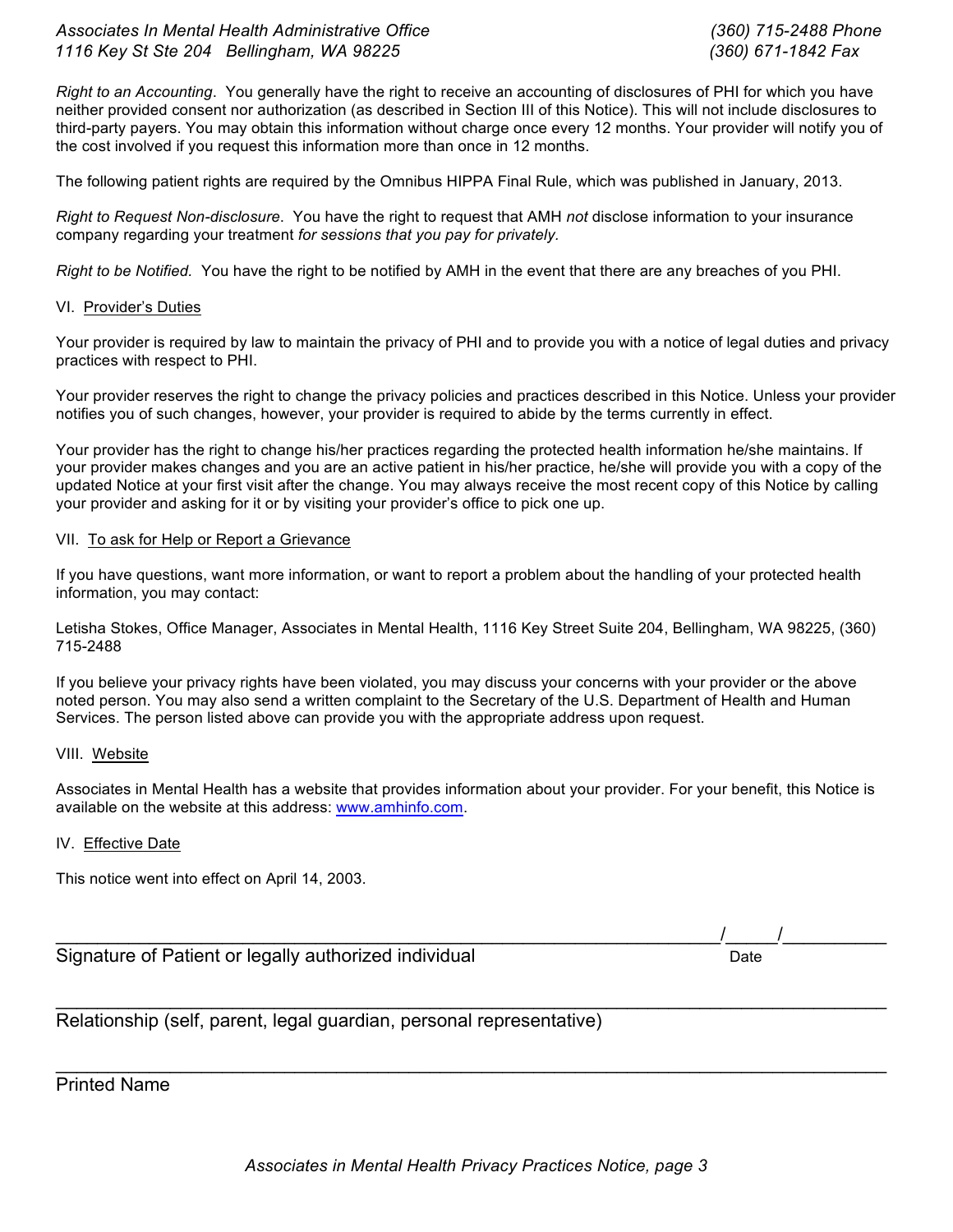*Right to an Accounting*. You generally have the right to receive an accounting of disclosures of PHI for which you have neither provided consent nor authorization (as described in Section III of this Notice). This will not include disclosures to third-party payers. You may obtain this information without charge once every 12 months. Your provider will notify you of the cost involved if you request this information more than once in 12 months.

The following patient rights are required by the Omnibus HIPPA Final Rule, which was published in January, 2013.

*Right to Request Non-disclosure*. You have the right to request that AMH *not* disclose information to your insurance company regarding your treatment *for sessions that you pay for privately.*

*Right to be Notified.* You have the right to be notified by AMH in the event that there are any breaches of you PHI.

VI. Provider's Duties

Your provider is required by law to maintain the privacy of PHI and to provide you with a notice of legal duties and privacy practices with respect to PHI.

Your provider reserves the right to change the privacy policies and practices described in this Notice. Unless your provider notifies you of such changes, however, your provider is required to abide by the terms currently in effect.

Your provider has the right to change his/her practices regarding the protected health information he/she maintains. If your provider makes changes and you are an active patient in his/her practice, he/she will provide you with a copy of the updated Notice at your first visit after the change. You may always receive the most recent copy of this Notice by calling your provider and asking for it or by visiting your provider's office to pick one up.

VII. To ask for Help or Report a Grievance

If you have questions, want more information, or want to report a problem about the handling of your protected health information, you may contact:

Letisha Stokes, Office Manager, Associates in Mental Health, 1116 Key Street Suite 204, Bellingham, WA 98225, (360) 715-2488

If you believe your privacy rights have been violated, you may discuss your concerns with your provider or the above noted person. You may also send a written complaint to the Secretary of the U.S. Department of Health and Human Services. The person listed above can provide you with the appropriate address upon request.

VIII. Website

Associates in Mental Health has a website that provides information about your provider. For your benefit, this Notice is available on the website at this address: www.amhinfo.com.

IV. Effective Date

This notice went into effect on April 14, 2003.

_________________________________________________________________ ____/____/__________

Signature of Patient or legally authorized individual Date

_________________________________________________________________________________

Relationship (self, parent, legal guardian, personal representative)

_________________________________________________________________________________

Printed Name